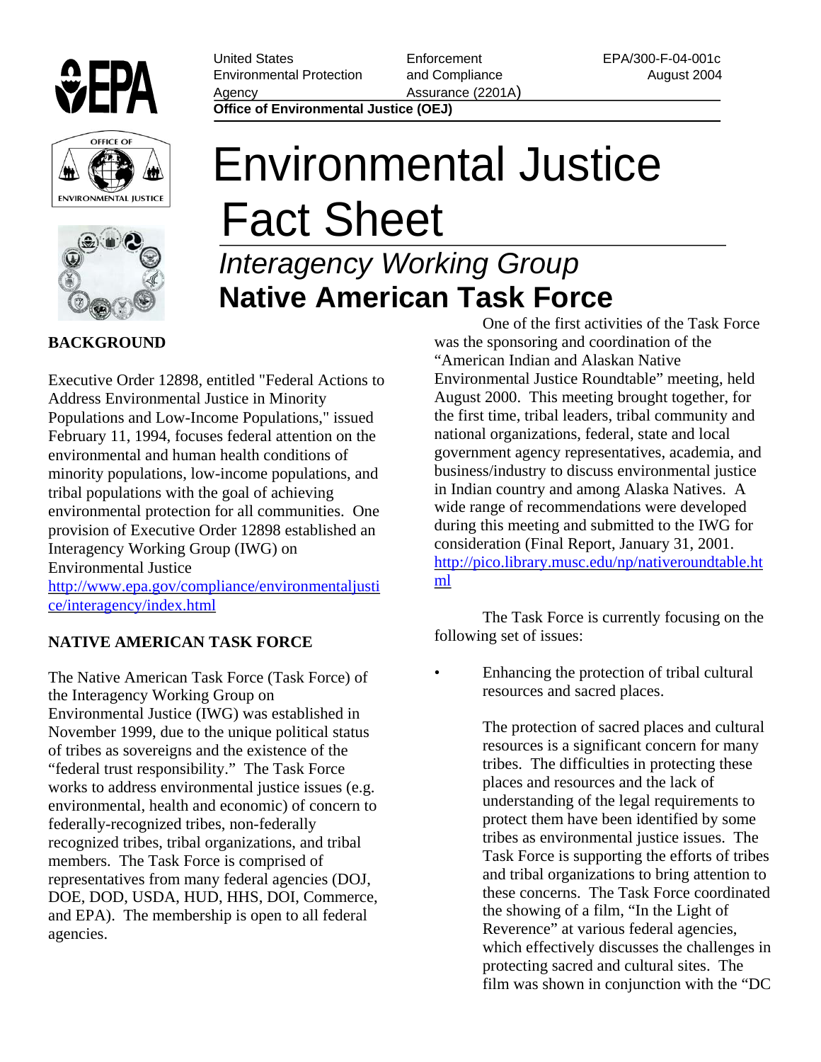United States Environmental Protection Agency | Enforcement and Compliance Assurance (2201A) | EPA/300-F-04-001c August 2004

**Office of Environmental Justice (OEJ)**

# Environmental Justice Fact Sheet

## *Interagency Working Group*
## **Native American Task Force**

### BACKGROUND

Executive Order 12898, entitled "Federal Actions to Address Environmental Justice in Minority Populations and Low-Income Populations," issued February 11, 1994, focuses federal attention on the environmental and human health conditions of minority populations, low-income populations, and tribal populations with the goal of achieving environmental protection for all communities. One provision of Executive Order 12898 established an Interagency Working Group (IWG) on Environmental Justice http://www.epa.gov/compliance/environmentaljustice/interagency/index.html

### NATIVE AMERICAN TASK FORCE

The Native American Task Force (Task Force) of the Interagency Working Group on Environmental Justice (IWG) was established in November 1999, due to the unique political status of tribes as sovereigns and the existence of the "federal trust responsibility." The Task Force works to address environmental justice issues (e.g. environmental, health and economic) of concern to federally-recognized tribes, non-federally recognized tribes, tribal organizations, and tribal members. The Task Force is comprised of representatives from many federal agencies (DOJ, DOE, DOD, USDA, HUD, HHS, DOI, Commerce, and EPA). The membership is open to all federal agencies.

One of the first activities of the Task Force was the sponsoring and coordination of the "American Indian and Alaskan Native Environmental Justice Roundtable" meeting, held August 2000. This meeting brought together, for the first time, tribal leaders, tribal community and national organizations, federal, state and local government agency representatives, academia, and business/industry to discuss environmental justice in Indian country and among Alaska Natives. A wide range of recommendations were developed during this meeting and submitted to the IWG for consideration (Final Report, January 31, 2001. http://pico.library.musc.edu/np/nativeroundtable.html

The Task Force is currently focusing on the following set of issues:

- Enhancing the protection of tribal cultural resources and sacred places.

  The protection of sacred places and cultural resources is a significant concern for many tribes. The difficulties in protecting these places and resources and the lack of understanding of the legal requirements to protect them have been identified by some tribes as environmental justice issues. The Task Force is supporting the efforts of tribes and tribal organizations to bring attention to these concerns. The Task Force coordinated the showing of a film, "In the Light of Reverence" at various federal agencies, which effectively discusses the challenges in protecting sacred and cultural sites. The film was shown in conjunction with the "DC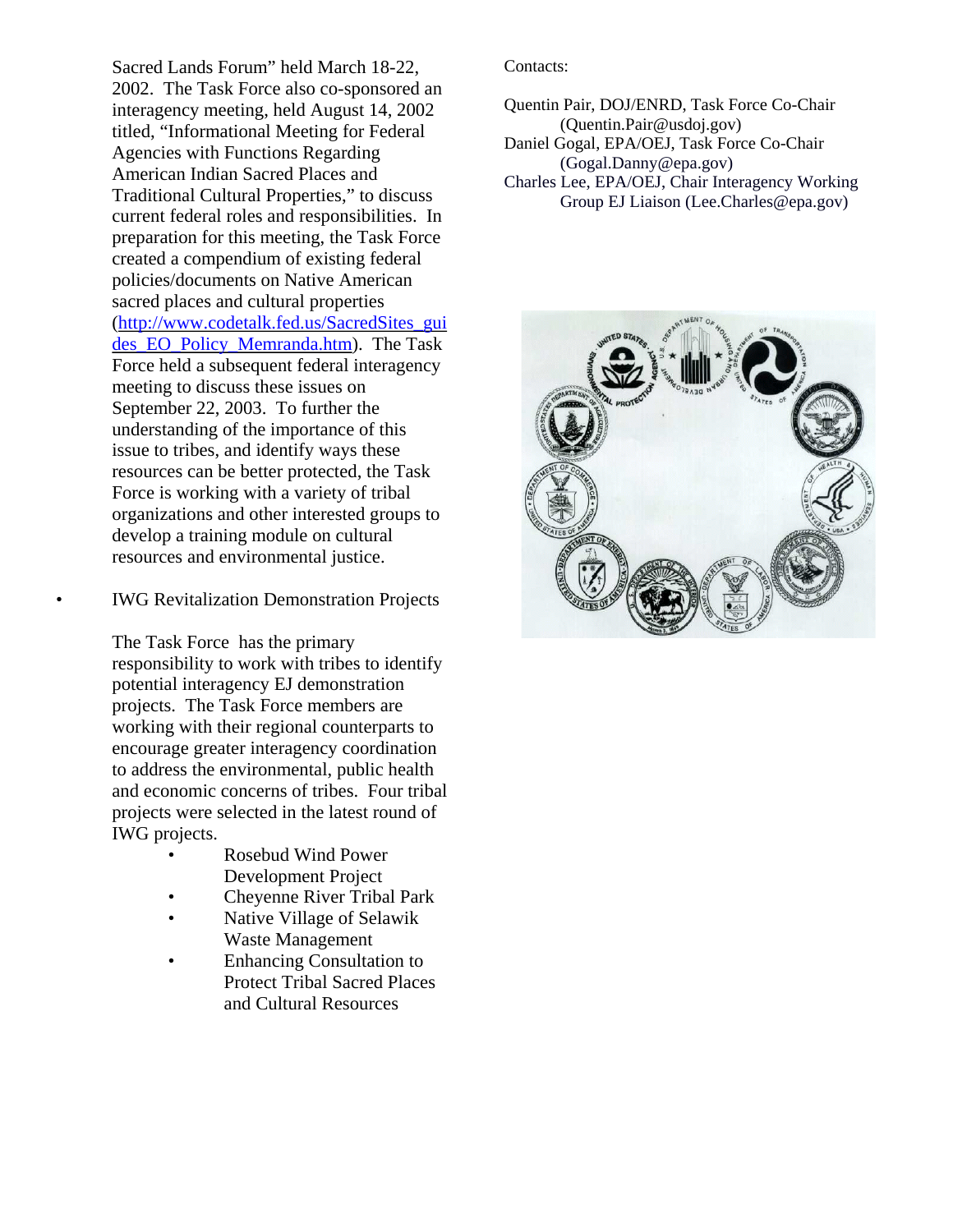Sacred Lands Forum" held March 18-22, 2002. The Task Force also co-sponsored an interagency meeting, held August 14, 2002 titled, "Informational Meeting for Federal Agencies with Functions Regarding American Indian Sacred Places and Traditional Cultural Properties," to discuss current federal roles and responsibilities. In preparation for this meeting, the Task Force created a compendium of existing federal policies/documents on Native American sacred places and cultural properties (http://www.codetalk.fed.us/SacredSites_guides_EO_Policy_Memranda.htm). The Task Force held a subsequent federal interagency meeting to discuss these issues on September 22, 2003. To further the understanding of the importance of this issue to tribes, and identify ways these resources can be better protected, the Task Force is working with a variety of tribal organizations and other interested groups to develop a training module on cultural resources and environmental justice.

- IWG Revitalization Demonstration Projects

  The Task Force has the primary responsibility to work with tribes to identify potential interagency EJ demonstration projects. The Task Force members are working with their regional counterparts to encourage greater interagency coordination to address the environmental, public health and economic concerns of tribes. Four tribal projects were selected in the latest round of IWG projects.

  - Rosebud Wind Power Development Project
  - Cheyenne River Tribal Park
  - Native Village of Selawik Waste Management
  - Enhancing Consultation to Protect Tribal Sacred Places and Cultural Resources

Contacts:

Quentin Pair, DOJ/ENRD, Task Force Co-Chair (Quentin.Pair@usdoj.gov)
Daniel Gogal, EPA/OEJ, Task Force Co-Chair (Gogal.Danny@epa.gov)
Charles Lee, EPA/OEJ, Chair Interagency Working Group EJ Liaison (Lee.Charles@epa.gov)